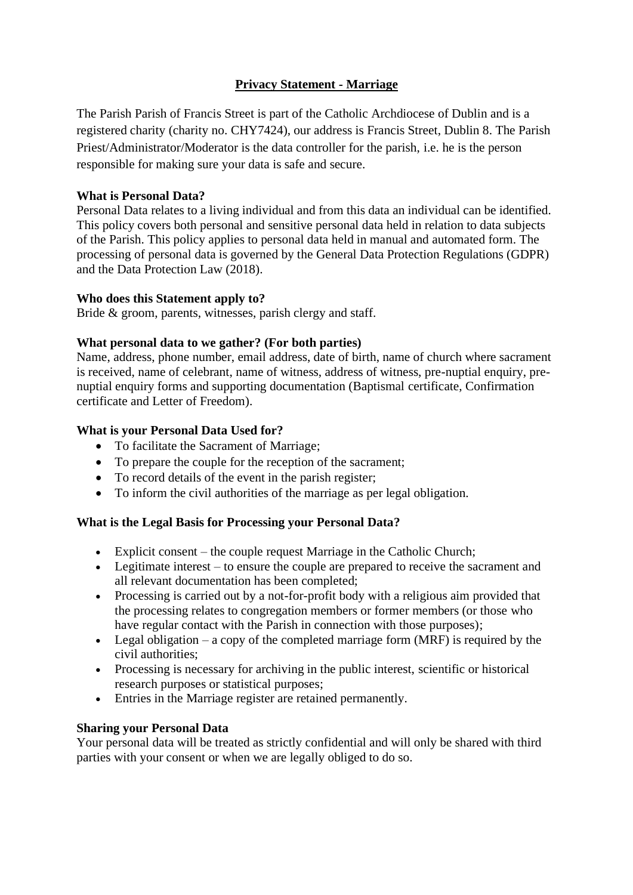# Privacy Statement - Marriage

The Parish Parish of Francis Street is part of the Catholic Archdiocese of Dublin and is a registered charity (charity no. CHY7424), our address is Francis Street, Dublin 8. The Parish Priest/Administrator/Moderator is the data controller for the parish, i.e. he is the person responsible for making sure your data is safe and secure.

**What is Personal Data?**
Personal Data relates to a living individual and from this data an individual can be identified. This policy covers both personal and sensitive personal data held in relation to data subjects of the Parish. This policy applies to personal data held in manual and automated form. The processing of personal data is governed by the General Data Protection Regulations (GDPR) and the Data Protection Law (2018).

**Who does this Statement apply to?**
Bride & groom, parents, witnesses, parish clergy and staff.

**What personal data to we gather? (For both parties)**
Name, address, phone number, email address, date of birth, name of church where sacrament is received, name of celebrant, name of witness, address of witness, pre-nuptial enquiry, pre-nuptial enquiry forms and supporting documentation (Baptismal certificate, Confirmation certificate and Letter of Freedom).

**What is your Personal Data Used for?**

- To facilitate the Sacrament of Marriage;
- To prepare the couple for the reception of the sacrament;
- To record details of the event in the parish register;
- To inform the civil authorities of the marriage as per legal obligation.

**What is the Legal Basis for Processing your Personal Data?**

- Explicit consent – the couple request Marriage in the Catholic Church;
- Legitimate interest – to ensure the couple are prepared to receive the sacrament and all relevant documentation has been completed;
- Processing is carried out by a not-for-profit body with a religious aim provided that the processing relates to congregation members or former members (or those who have regular contact with the Parish in connection with those purposes);
- Legal obligation – a copy of the completed marriage form (MRF) is required by the civil authorities;
- Processing is necessary for archiving in the public interest, scientific or historical research purposes or statistical purposes;
- Entries in the Marriage register are retained permanently.

**Sharing your Personal Data**
Your personal data will be treated as strictly confidential and will only be shared with third parties with your consent or when we are legally obliged to do so.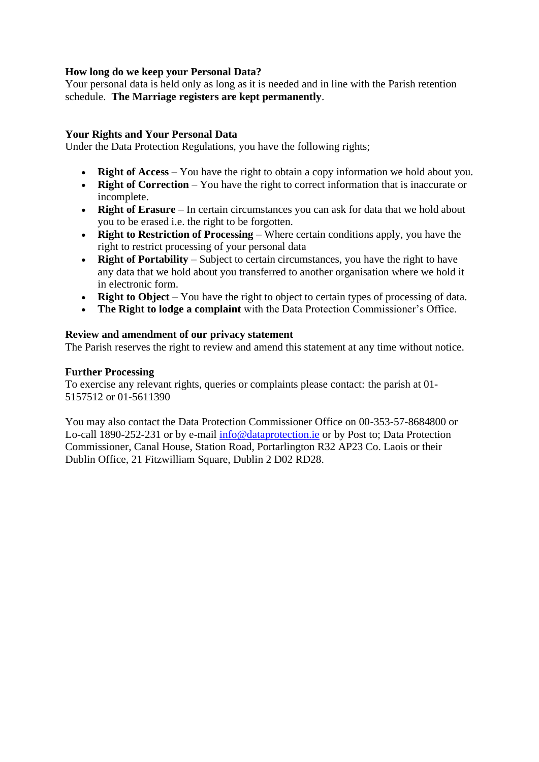**How long do we keep your Personal Data?**
Your personal data is held only as long as it is needed and in line with the Parish retention schedule. **The Marriage registers are kept permanently**.

**Your Rights and Your Personal Data**
Under the Data Protection Regulations, you have the following rights;

- **Right of Access** – You have the right to obtain a copy information we hold about you.
- **Right of Correction** – You have the right to correct information that is inaccurate or incomplete.
- **Right of Erasure** – In certain circumstances you can ask for data that we hold about you to be erased i.e. the right to be forgotten.
- **Right to Restriction of Processing** – Where certain conditions apply, you have the right to restrict processing of your personal data
- **Right of Portability** – Subject to certain circumstances, you have the right to have any data that we hold about you transferred to another organisation where we hold it in electronic form.
- **Right to Object** – You have the right to object to certain types of processing of data.
- **The Right to lodge a complaint** with the Data Protection Commissioner's Office.

**Review and amendment of our privacy statement**
The Parish reserves the right to review and amend this statement at any time without notice.

**Further Processing**
To exercise any relevant rights, queries or complaints please contact: the parish at 01-5157512 or 01-5611390

You may also contact the Data Protection Commissioner Office on 00-353-57-8684800 or Lo-call 1890-252-231 or by e-mail info@dataprotection.ie or by Post to; Data Protection Commissioner, Canal House, Station Road, Portarlington R32 AP23 Co. Laois or their Dublin Office, 21 Fitzwilliam Square, Dublin 2 D02 RD28.